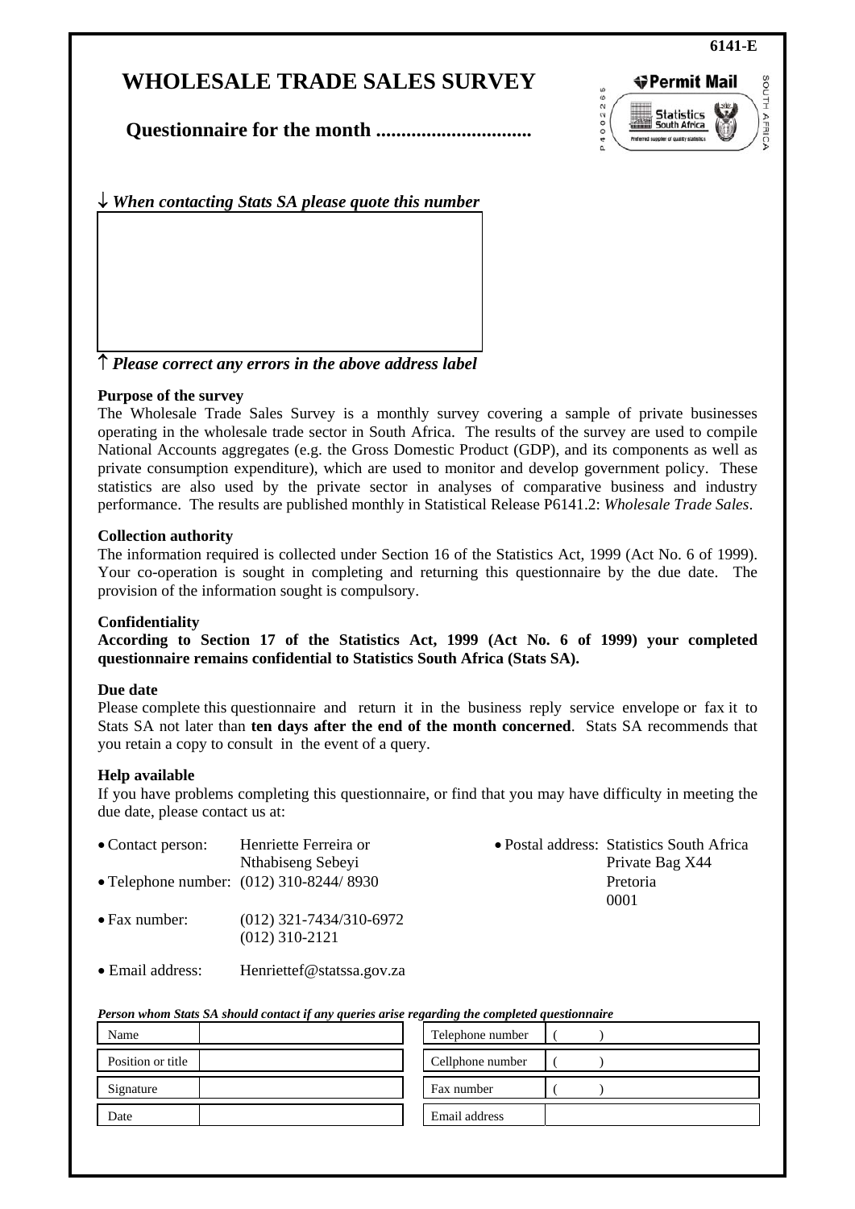6141-E

# WHOLESALE TRADE SALES SURVEY

## Questionnaire for the month ..............................

Permit Mail

P400265

SOUTH AFRICA

↓ *When contacting Stats SA please quote this number*

↑ *Please correct any errors in the above address label*

**Purpose of the survey**

The Wholesale Trade Sales Survey is a monthly survey covering a sample of private businesses operating in the wholesale trade sector in South Africa. The results of the survey are used to compile National Accounts aggregates (e.g. the Gross Domestic Product (GDP), and its components as well as private consumption expenditure), which are used to monitor and develop government policy. These statistics are also used by the private sector in analyses of comparative business and industry performance. The results are published monthly in Statistical Release P6141.2: *Wholesale Trade Sales*.

**Collection authority**

The information required is collected under Section 16 of the Statistics Act, 1999 (Act No. 6 of 1999). Your co-operation is sought in completing and returning this questionnaire by the due date. The provision of the information sought is compulsory.

**Confidentiality**

**According to Section 17 of the Statistics Act, 1999 (Act No. 6 of 1999) your completed questionnaire remains confidential to Statistics South Africa (Stats SA).**

**Due date**

Please complete this questionnaire and return it in the business reply service envelope or fax it to Stats SA not later than **ten days after the end of the month concerned**. Stats SA recommends that you retain a copy to consult in the event of a query.

**Help available**

If you have problems completing this questionnaire, or find that you may have difficulty in meeting the due date, please contact us at:

- Contact person: Henriette Ferreira or Nthabiseng Sebeyi
- Telephone number: (012) 310-8244/ 8930
- Fax number: (012) 321-7434/310-6972 (012) 310-2121
- Email address: Henriettef@statssa.gov.za
- Postal address: Statistics South Africa, Private Bag X44, Pretoria, 0001

*Person whom Stats SA should contact if any queries arise regarding the completed questionnaire*

| Name | | Telephone number | ( ) |
|---|---|---|---|
| Position or title | | Cellphone number | ( ) |
| Signature | | Fax number | ( ) |
| Date | | Email address | |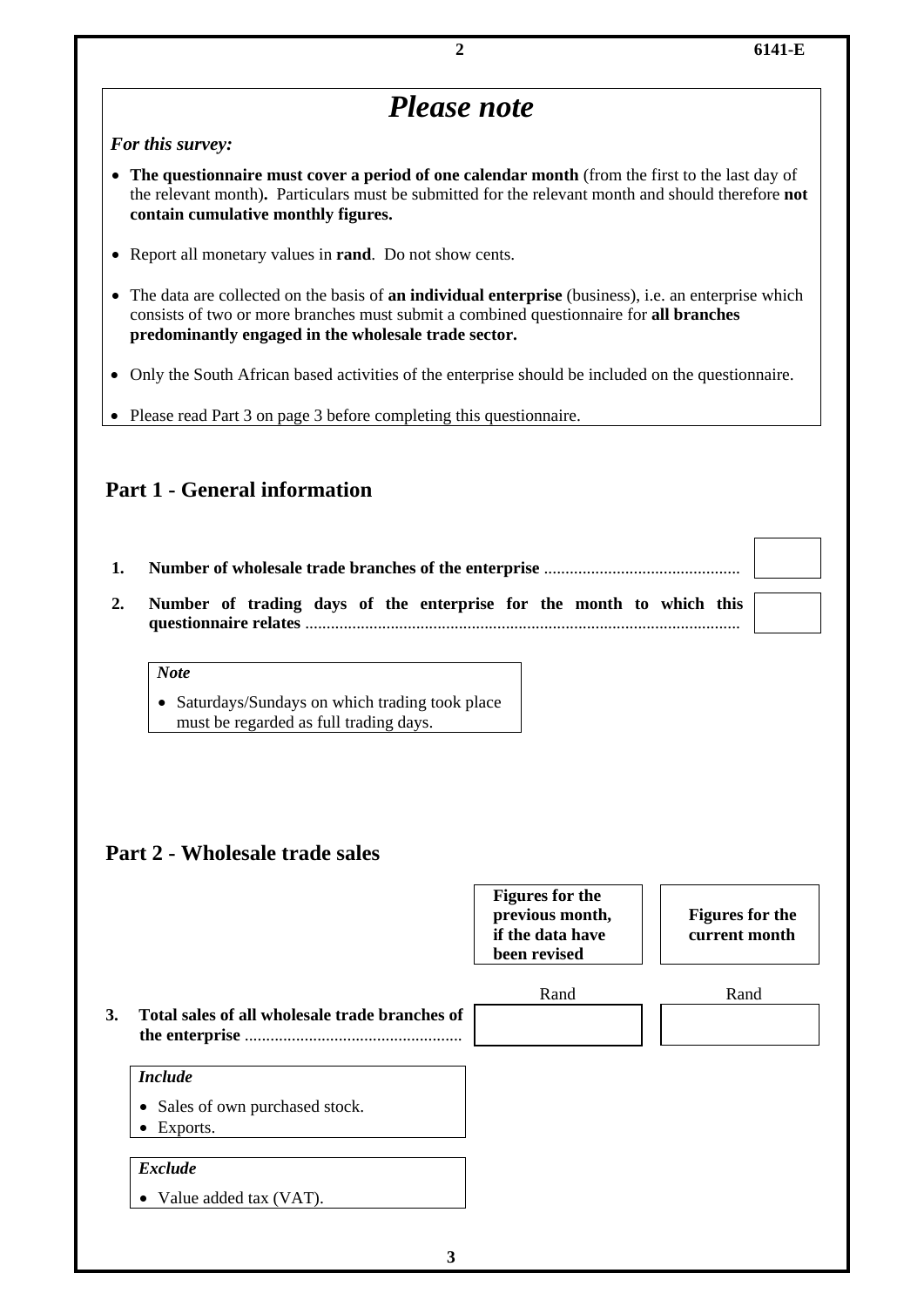## *Please note*

***For this survey:***

- **The questionnaire must cover a period of one calendar month** (from the first to the last day of the relevant month)**.** Particulars must be submitted for the relevant month and should therefore **not contain cumulative monthly figures.**
- Report all monetary values in **rand**. Do not show cents.
- The data are collected on the basis of **an individual enterprise** (business), i.e. an enterprise which consists of two or more branches must submit a combined questionnaire for **all branches predominantly engaged in the wholesale trade sector.**
- Only the South African based activities of the enterprise should be included on the questionnaire.
- Please read Part 3 on page 3 before completing this questionnaire.

## Part 1 - General information

**1. Number of wholesale trade branches of the enterprise** ............................................. [ ]

**2. Number of trading days of the enterprise for the month to which this questionnaire relates** ..................................................................................................... [ ]

> ***Note***
>
> - Saturdays/Sundays on which trading took place must be regarded as full trading days.

## Part 2 - Wholesale trade sales

| | Figures for the previous month, if the data have been revised | Figures for the current month |
|---|---|---|
| | Rand | Rand |
| **3. Total sales of all wholesale trade branches of the enterprise** .................................................. | | |

> ***Include***
>
> - Sales of own purchased stock.
> - Exports.

> ***Exclude***
>
> - Value added tax (VAT).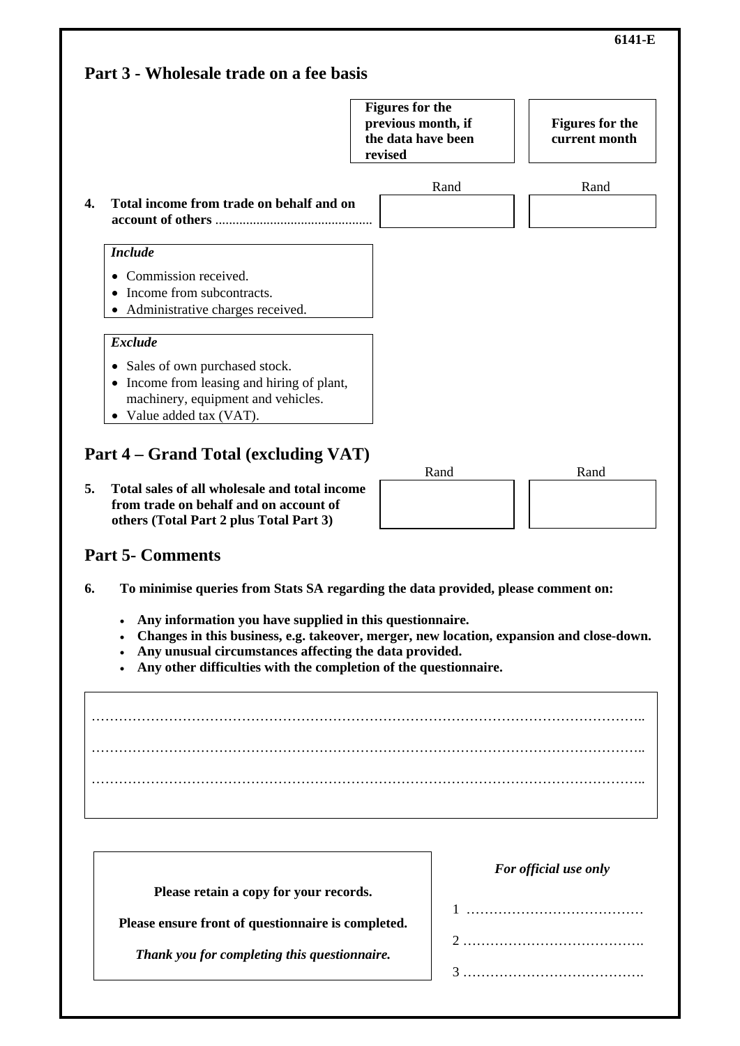6141-E

## Part 3 - Wholesale trade on a fee basis

| | Figures for the previous month, if the data have been revised | Figures for the current month |
|---|---|---|
| | Rand | Rand |
| **4. Total income from trade on behalf and on account of others** ............................................. | | |

***Include***

- Commission received.
- Income from subcontracts.
- Administrative charges received.

***Exclude***

- Sales of own purchased stock.
- Income from leasing and hiring of plant, machinery, equipment and vehicles.
- Value added tax (VAT).

## Part 4 – Grand Total (excluding VAT)

| | Rand | Rand |
|---|---|---|
| **5. Total sales of all wholesale and total income from trade on behalf and on account of others (Total Part 2 plus Total Part 3)** | | |

## Part 5- Comments

**6. To minimise queries from Stats SA regarding the data provided, please comment on:**

- **Any information you have supplied in this questionnaire.**
- **Changes in this business, e.g. takeover, merger, new location, expansion and close-down.**
- **Any unusual circumstances affecting the data provided.**
- **Any other difficulties with the completion of the questionnaire.**

…………………………………………………………………………………………………………..

…………………………………………………………………………………………………………..

…………………………………………………………………………………………………………..

**Please retain a copy for your records.**

**Please ensure front of questionnaire is completed.**

***Thank you for completing this questionnaire.***

*For official use only*

1 …………………………………

2 ………………………………….

3 ………………………………….